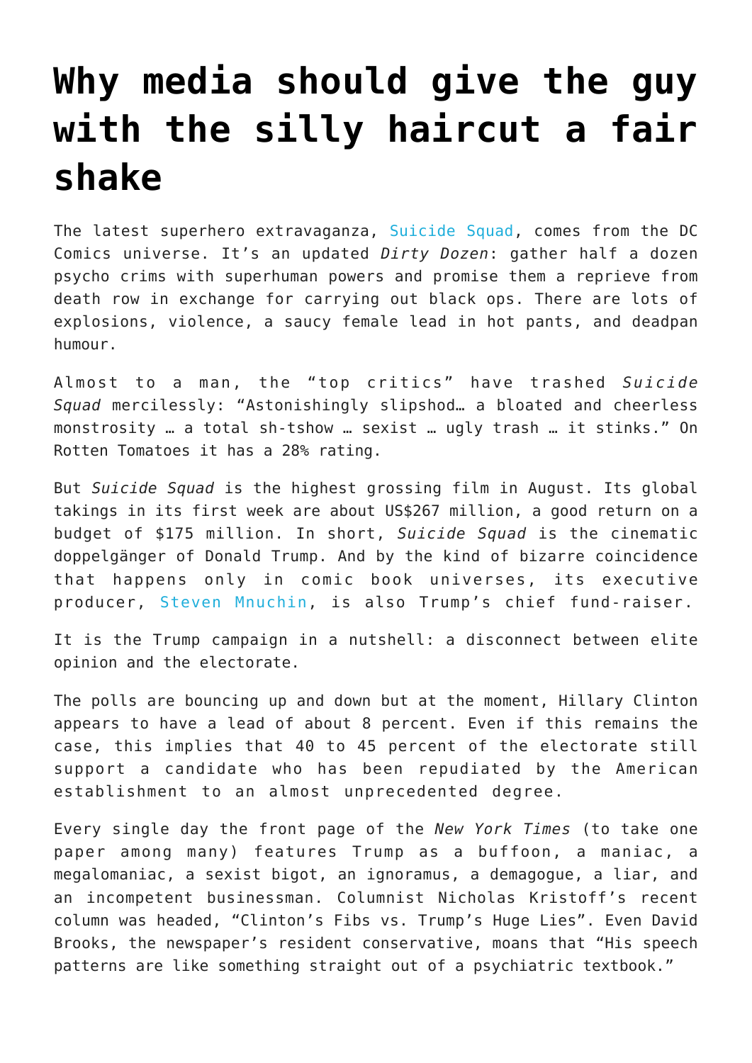# Why media should give the guy with the silly haircut a fair shake

The latest superhero extravaganza, Suicide Squad, comes from the DC Comics universe. It's an updated *Dirty Dozen*: gather half a dozen psycho crims with superhuman powers and promise them a reprieve from death row in exchange for carrying out black ops. There are lots of explosions, violence, a saucy female lead in hot pants, and deadpan humour.

Almost to a man, the "top critics" have trashed *Suicide Squad* mercilessly: "Astonishingly slipshod… a bloated and cheerless monstrosity … a total sh-tshow … sexist … ugly trash … it stinks." On Rotten Tomatoes it has a 28% rating.

But *Suicide Squad* is the highest grossing film in August. Its global takings in its first week are about US$267 million, a good return on a budget of $175 million. In short, *Suicide Squad* is the cinematic doppelgänger of Donald Trump. And by the kind of bizarre coincidence that happens only in comic book universes, its executive producer, Steven Mnuchin, is also Trump's chief fund-raiser.

It is the Trump campaign in a nutshell: a disconnect between elite opinion and the electorate.

The polls are bouncing up and down but at the moment, Hillary Clinton appears to have a lead of about 8 percent. Even if this remains the case, this implies that 40 to 45 percent of the electorate still support a candidate who has been repudiated by the American establishment to an almost unprecedented degree.

Every single day the front page of the *New York Times* (to take one paper among many) features Trump as a buffoon, a maniac, a megalomaniac, a sexist bigot, an ignoramus, a demagogue, a liar, and an incompetent businessman. Columnist Nicholas Kristoff's recent column was headed, "Clinton's Fibs vs. Trump's Huge Lies". Even David Brooks, the newspaper's resident conservative, moans that "His speech patterns are like something straight out of a psychiatric textbook."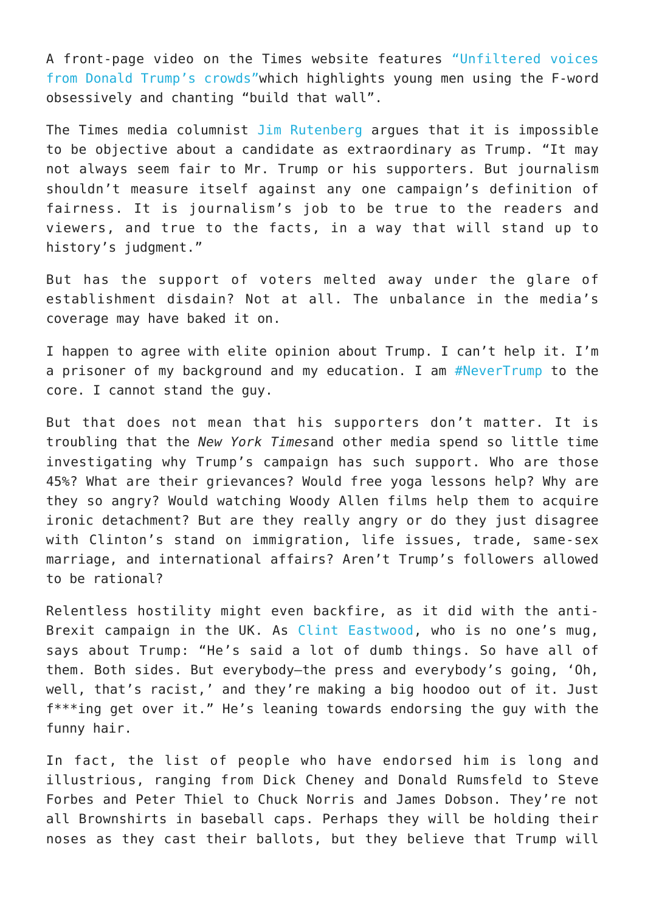A front-page video on the Times website features "Unfiltered voices from Donald Trump's crowds"which highlights young men using the F-word obsessively and chanting "build that wall".

The Times media columnist Jim Rutenberg argues that it is impossible to be objective about a candidate as extraordinary as Trump. "It may not always seem fair to Mr. Trump or his supporters. But journalism shouldn't measure itself against any one campaign's definition of fairness. It is journalism's job to be true to the readers and viewers, and true to the facts, in a way that will stand up to history's judgment."

But has the support of voters melted away under the glare of establishment disdain? Not at all. The unbalance in the media's coverage may have baked it on.

I happen to agree with elite opinion about Trump. I can't help it. I'm a prisoner of my background and my education. I am #NeverTrump to the core. I cannot stand the guy.

But that does not mean that his supporters don't matter. It is troubling that the *New York Times*and other media spend so little time investigating why Trump's campaign has such support. Who are those 45%? What are their grievances? Would free yoga lessons help? Why are they so angry? Would watching Woody Allen films help them to acquire ironic detachment? But are they really angry or do they just disagree with Clinton's stand on immigration, life issues, trade, same-sex marriage, and international affairs? Aren't Trump's followers allowed to be rational?

Relentless hostility might even backfire, as it did with the anti-Brexit campaign in the UK. As Clint Eastwood, who is no one's mug, says about Trump: "He's said a lot of dumb things. So have all of them. Both sides. But everybody—the press and everybody's going, 'Oh, well, that's racist,' and they're making a big hoodoo out of it. Just f***ing get over it." He's leaning towards endorsing the guy with the funny hair.

In fact, the list of people who have endorsed him is long and illustrious, ranging from Dick Cheney and Donald Rumsfeld to Steve Forbes and Peter Thiel to Chuck Norris and James Dobson. They're not all Brownshirts in baseball caps. Perhaps they will be holding their noses as they cast their ballots, but they believe that Trump will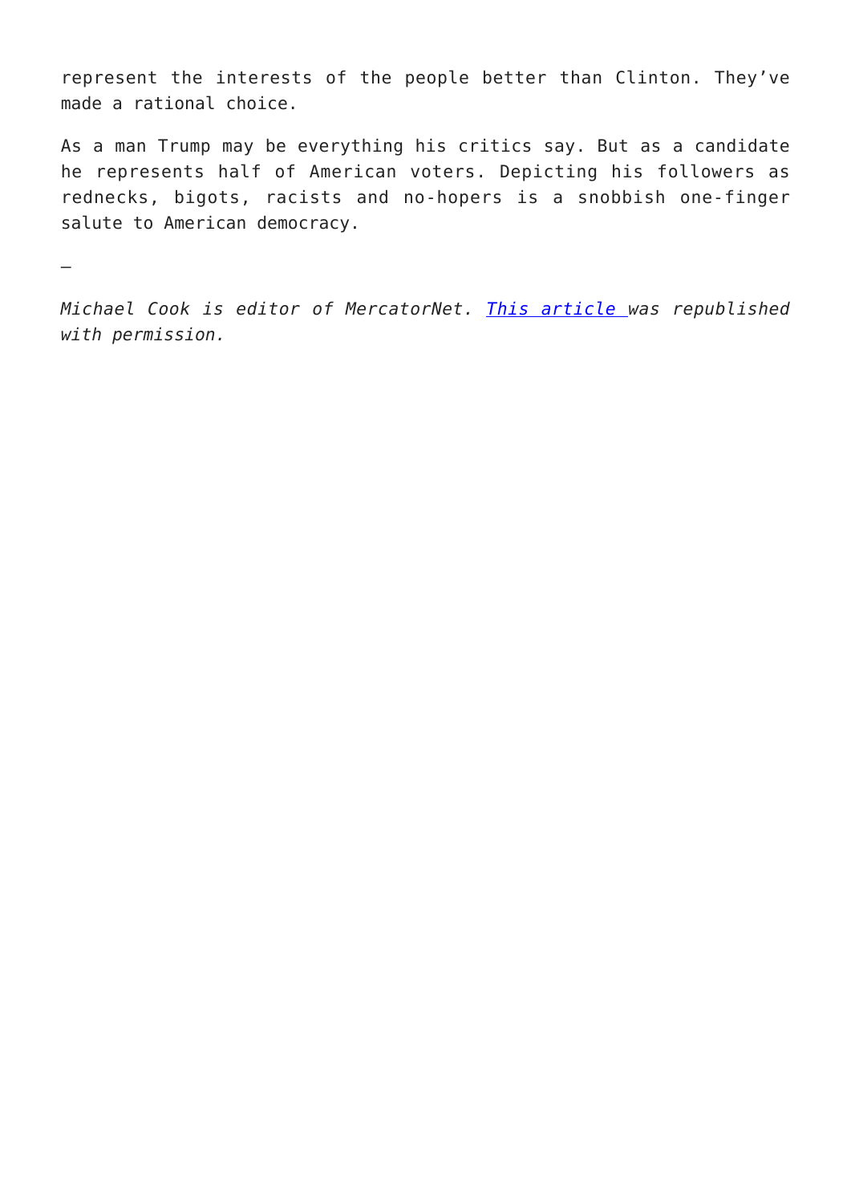represent the interests of the people better than Clinton. They've made a rational choice.

As a man Trump may be everything his critics say. But as a candidate he represents half of American voters. Depicting his followers as rednecks, bigots, racists and no-hopers is a snobbish one-finger salute to American democracy.

—

*Michael Cook is editor of MercatorNet. This article was republished with permission.*